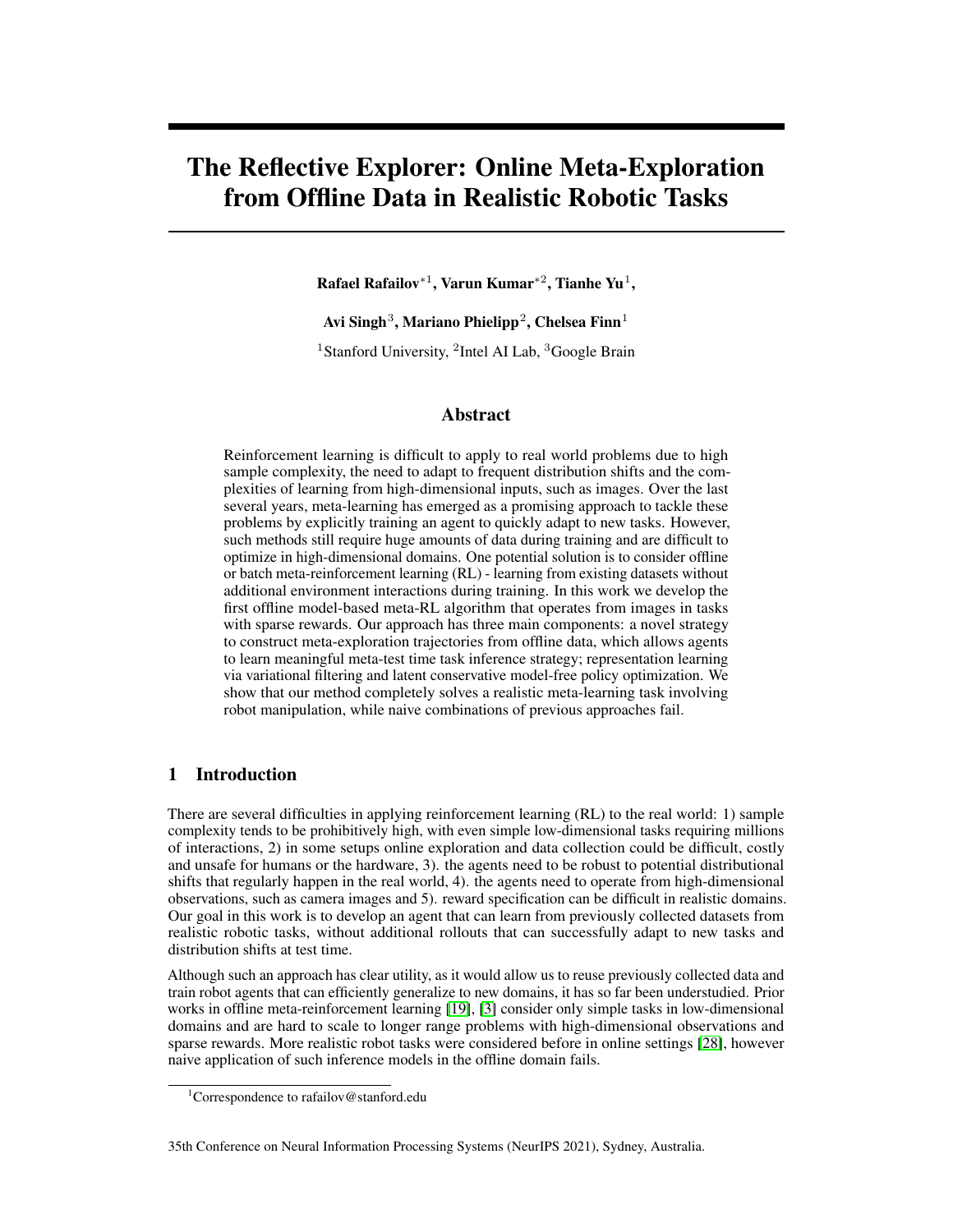# The Reflective Explorer: Online Meta-Exploration from Offline Data in Realistic Robotic Tasks

**Rafael Rafailov**[*1], **Varun Kumar**[*2], **Tianhe Yu**[1],

**Avi Singh**[3], **Mariano Phielipp**[2], **Chelsea Finn**[1]

[1]Stanford University, [2]Intel AI Lab, [3]Google Brain

## Abstract

Reinforcement learning is difficult to apply to real world problems due to high sample complexity, the need to adapt to frequent distribution shifts and the complexities of learning from high-dimensional inputs, such as images. Over the last several years, meta-learning has emerged as a promising approach to tackle these problems by explicitly training an agent to quickly adapt to new tasks. However, such methods still require huge amounts of data during training and are difficult to optimize in high-dimensional domains. One potential solution is to consider offline or batch meta-reinforcement learning (RL) - learning from existing datasets without additional environment interactions during training. In this work we develop the first offline model-based meta-RL algorithm that operates from images in tasks with sparse rewards. Our approach has three main components: a novel strategy to construct meta-exploration trajectories from offline data, which allows agents to learn meaningful meta-test time task inference strategy; representation learning via variational filtering and latent conservative model-free policy optimization. We show that our method completely solves a realistic meta-learning task involving robot manipulation, while naive combinations of previous approaches fail.

## 1 Introduction

There are several difficulties in applying reinforcement learning (RL) to the real world: 1) sample complexity tends to be prohibitively high, with even simple low-dimensional tasks requiring millions of interactions, 2) in some setups online exploration and data collection could be difficult, costly and unsafe for humans or the hardware, 3). the agents need to be robust to potential distributional shifts that regularly happen in the real world, 4). the agents need to operate from high-dimensional observations, such as camera images and 5). reward specification can be difficult in realistic domains. Our goal in this work is to develop an agent that can learn from previously collected datasets from realistic robotic tasks, without additional rollouts that can successfully adapt to new tasks and distribution shifts at test time.

Although such an approach has clear utility, as it would allow us to reuse previously collected data and train robot agents that can efficiently generalize to new domains, it has so far been understudied. Prior works in offline meta-reinforcement learning [19], [3] consider only simple tasks in low-dimensional domains and are hard to scale to longer range problems with high-dimensional observations and sparse rewards. More realistic robot tasks were considered before in online settings [28], however naive application of such inference models in the offline domain fails.

[1]Correspondence to rafailov@stanford.edu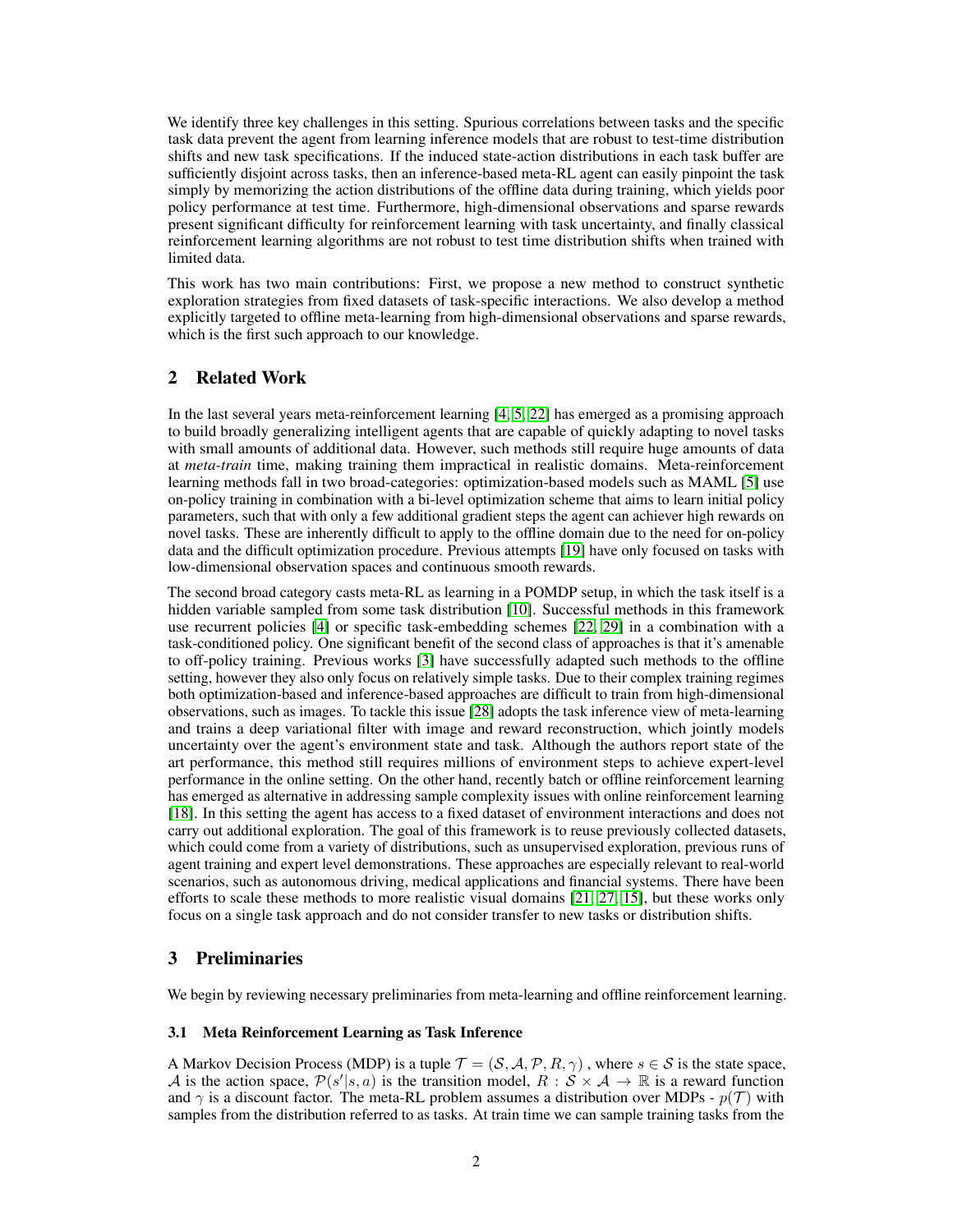We identify three key challenges in this setting. Spurious correlations between tasks and the specific task data prevent the agent from learning inference models that are robust to test-time distribution shifts and new task specifications. If the induced state-action distributions in each task buffer are sufficiently disjoint across tasks, then an inference-based meta-RL agent can easily pinpoint the task simply by memorizing the action distributions of the offline data during training, which yields poor policy performance at test time. Furthermore, high-dimensional observations and sparse rewards present significant difficulty for reinforcement learning with task uncertainty, and finally classical reinforcement learning algorithms are not robust to test time distribution shifts when trained with limited data.

This work has two main contributions: First, we propose a new method to construct synthetic exploration strategies from fixed datasets of task-specific interactions. We also develop a method explicitly targeted to offline meta-learning from high-dimensional observations and sparse rewards, which is the first such approach to our knowledge.

## 2 Related Work

In the last several years meta-reinforcement learning [4, 5, 22] has emerged as a promising approach to build broadly generalizing intelligent agents that are capable of quickly adapting to novel tasks with small amounts of additional data. However, such methods still require huge amounts of data at *meta-train* time, making training them impractical in realistic domains. Meta-reinforcement learning methods fall in two broad-categories: optimization-based models such as MAML [5] use on-policy training in combination with a bi-level optimization scheme that aims to learn initial policy parameters, such that with only a few additional gradient steps the agent can achiever high rewards on novel tasks. These are inherently difficult to apply to the offline domain due to the need for on-policy data and the difficult optimization procedure. Previous attempts [19] have only focused on tasks with low-dimensional observation spaces and continuous smooth rewards.

The second broad category casts meta-RL as learning in a POMDP setup, in which the task itself is a hidden variable sampled from some task distribution [10]. Successful methods in this framework use recurrent policies [4] or specific task-embedding schemes [22, 29] in a combination with a task-conditioned policy. One significant benefit of the second class of approaches is that it's amenable to off-policy training. Previous works [3] have successfully adapted such methods to the offline setting, however they also only focus on relatively simple tasks. Due to their complex training regimes both optimization-based and inference-based approaches are difficult to train from high-dimensional observations, such as images. To tackle this issue [28] adopts the task inference view of meta-learning and trains a deep variational filter with image and reward reconstruction, which jointly models uncertainty over the agent's environment state and task. Although the authors report state of the art performance, this method still requires millions of environment steps to achieve expert-level performance in the online setting. On the other hand, recently batch or offline reinforcement learning has emerged as alternative in addressing sample complexity issues with online reinforcement learning [18]. In this setting the agent has access to a fixed dataset of environment interactions and does not carry out additional exploration. The goal of this framework is to reuse previously collected datasets, which could come from a variety of distributions, such as unsupervised exploration, previous runs of agent training and expert level demonstrations. These approaches are especially relevant to real-world scenarios, such as autonomous driving, medical applications and financial systems. There have been efforts to scale these methods to more realistic visual domains [21, 27, 15], but these works only focus on a single task approach and do not consider transfer to new tasks or distribution shifts.

## 3 Preliminaries

We begin by reviewing necessary preliminaries from meta-learning and offline reinforcement learning.

### 3.1 Meta Reinforcement Learning as Task Inference

A Markov Decision Process (MDP) is a tuple $\mathcal{T} = (\mathcal{S}, \mathcal{A}, \mathcal{P}, R, \gamma)$ , where $s \in \mathcal{S}$ is the state space, $\mathcal{A}$ is the action space, $\mathcal{P}(s'|s, a)$ is the transition model, $R : \mathcal{S} \times \mathcal{A} \rightarrow \mathbb{R}$ is a reward function and $\gamma$ is a discount factor. The meta-RL problem assumes a distribution over MDPs - $p(\mathcal{T})$ with samples from the distribution referred to as tasks. At train time we can sample training tasks from the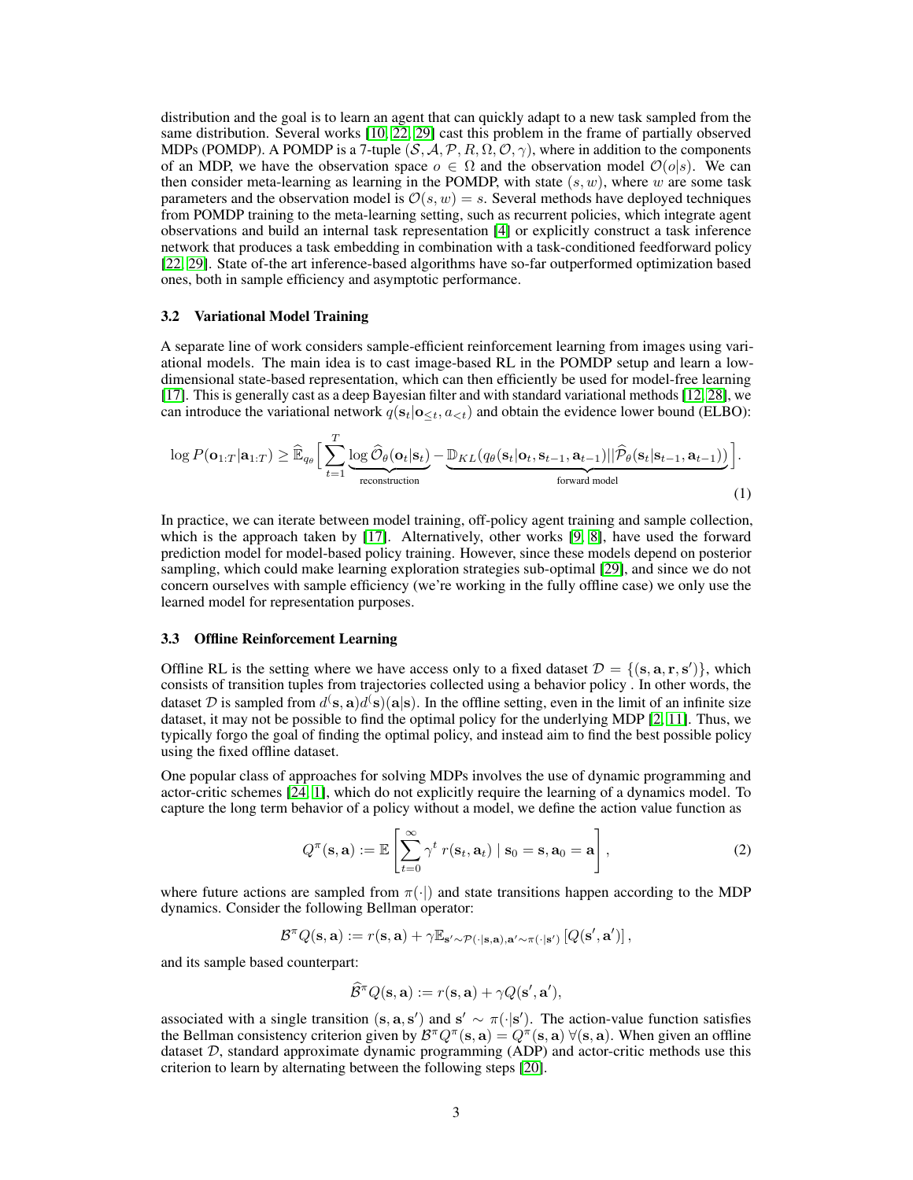distribution and the goal is to learn an agent that can quickly adapt to a new task sampled from the same distribution. Several works [10, 22, 29] cast this problem in the frame of partially observed MDPs (POMDP). A POMDP is a 7-tuple $(\mathcal{S}, \mathcal{A}, \mathcal{P}, R, \Omega, \mathcal{O}, \gamma)$, where in addition to the components of an MDP, we have the observation space $o \in \Omega$ and the observation model $\mathcal{O}(o|s)$. We can then consider meta-learning as learning in the POMDP, with state $(s, w)$, where $w$ are some task parameters and the observation model is $\mathcal{O}(s, w) = s$. Several methods have deployed techniques from POMDP training to the meta-learning setting, such as recurrent policies, which integrate agent observations and build an internal task representation [4] or explicitly construct a task inference network that produces a task embedding in combination with a task-conditioned feedforward policy [22, 29]. State of-the art inference-based algorithms have so-far outperformed optimization based ones, both in sample efficiency and asymptotic performance.

### 3.2 Variational Model Training

A separate line of work considers sample-efficient reinforcement learning from images using variational models. The main idea is to cast image-based RL in the POMDP setup and learn a low-dimensional state-based representation, which can then efficiently be used for model-free learning [17]. This is generally cast as a deep Bayesian filter and with standard variational methods [12, 28], we can introduce the variational network $q(\mathbf{s}_t|\mathbf{o}_{\leq t}, a_{<t})$ and obtain the evidence lower bound (ELBO):

$$\log P(\mathbf{o}_{1:T}|\mathbf{a}_{1:T}) \geq \widehat{\mathbb{E}}_{q_\theta}\Big[\sum_{t=1}^{T} \underbrace{\log \widehat{\mathcal{O}}_\theta(\mathbf{o}_t|\mathbf{s}_t)}_{\text{reconstruction}} - \underbrace{\mathbb{D}_{KL}(q_\theta(\mathbf{s}_t|\mathbf{o}_t, \mathbf{s}_{t-1}, \mathbf{a}_{t-1})||\widehat{\mathcal{P}}_\theta(\mathbf{s}_t|\mathbf{s}_{t-1}, \mathbf{a}_{t-1}))}_{\text{forward model}}\Big]. \tag{1}$$

In practice, we can iterate between model training, off-policy agent training and sample collection, which is the approach taken by [17]. Alternatively, other works [9, 8], have used the forward prediction model for model-based policy training. However, since these models depend on posterior sampling, which could make learning exploration strategies sub-optimal [29], and since we do not concern ourselves with sample efficiency (we're working in the fully offline case) we only use the learned model for representation purposes.

### 3.3 Offline Reinforcement Learning

Offline RL is the setting where we have access only to a fixed dataset $\mathcal{D} = \{(\mathbf{s}, \mathbf{a}, \mathbf{r}, \mathbf{s}')\}$, which consists of transition tuples from trajectories collected using a behavior policy . In other words, the dataset $\mathcal{D}$ is sampled from $d^(\mathbf{s}, \mathbf{a}) d^(\mathbf{s})(\mathbf{a}|\mathbf{s})$. In the offline setting, even in the limit of an infinite size dataset, it may not be possible to find the optimal policy for the underlying MDP [2, 11]. Thus, we typically forgo the goal of finding the optimal policy, and instead aim to find the best possible policy using the fixed offline dataset.

One popular class of approaches for solving MDPs involves the use of dynamic programming and actor-critic schemes [24, 1], which do not explicitly require the learning of a dynamics model. To capture the long term behavior of a policy without a model, we define the action value function as

$$Q^\pi(\mathbf{s}, \mathbf{a}) := \mathbb{E}\left[\sum_{t=0}^{\infty} \gamma^t \, r(\mathbf{s}_t, \mathbf{a}_t) \mid \mathbf{s}_0 = \mathbf{s}, \mathbf{a}_0 = \mathbf{a}\right], \tag{2}$$

where future actions are sampled from $\pi(\cdot|)$ and state transitions happen according to the MDP dynamics. Consider the following Bellman operator:

$$\mathcal{B}^\pi Q(\mathbf{s}, \mathbf{a}) := r(\mathbf{s}, \mathbf{a}) + \gamma \mathbb{E}_{\mathbf{s}' \sim \mathcal{P}(\cdot|\mathbf{s}, \mathbf{a}), \mathbf{a}' \sim \pi(\cdot|\mathbf{s}')}\left[Q(\mathbf{s}', \mathbf{a}')\right],$$

and its sample based counterpart:

$$\widehat{\mathcal{B}}^\pi Q(\mathbf{s}, \mathbf{a}) := r(\mathbf{s}, \mathbf{a}) + \gamma Q(\mathbf{s}', \mathbf{a}'),$$

associated with a single transition $(\mathbf{s}, \mathbf{a}, \mathbf{s}')$ and $\mathbf{s}' \sim \pi(\cdot|\mathbf{s}')$. The action-value function satisfies the Bellman consistency criterion given by $\mathcal{B}^\pi Q^\pi(\mathbf{s}, \mathbf{a}) = Q^\pi(\mathbf{s}, \mathbf{a}) \; \forall (\mathbf{s}, \mathbf{a})$. When given an offline dataset $\mathcal{D}$, standard approximate dynamic programming (ADP) and actor-critic methods use this criterion to learn by alternating between the following steps [20].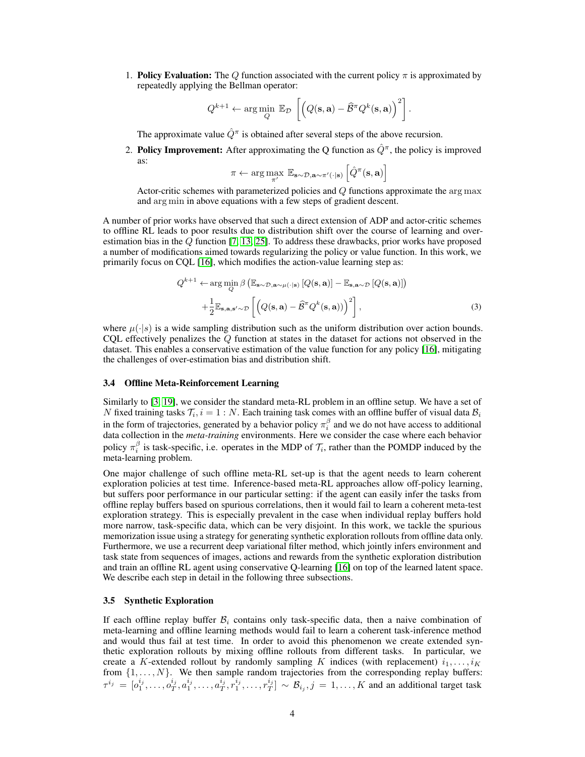1. **Policy Evaluation:** The $Q$ function associated with the current policy $\pi$ is approximated by repeatedly applying the Bellman operator:

$$Q^{k+1} \leftarrow \arg\min_{Q} \; \mathbb{E}_{\mathcal{D}} \left[ \left( Q(\mathbf{s}, \mathbf{a}) - \widehat{\mathcal{B}}^{\pi} Q^{k}(\mathbf{s}, \mathbf{a}) \right)^2 \right].$$

   The approximate value $\hat{Q}^{\pi}$ is obtained after several steps of the above recursion.

2. **Policy Improvement:** After approximating the Q function as $\hat{Q}^{\pi}$, the policy is improved as:

$$\pi \leftarrow \arg\max_{\pi'} \; \mathbb{E}_{\mathbf{s}\sim\mathcal{D}, \mathbf{a}\sim\pi'(\cdot|\mathbf{s})} \left[ \hat{Q}^{\pi}(\mathbf{s}, \mathbf{a}) \right]$$

   Actor-critic schemes with parameterized policies and $Q$ functions approximate the $\arg\max$ and $\arg\min$ in above equations with a few steps of gradient descent.

A number of prior works have observed that such a direct extension of ADP and actor-critic schemes to offline RL leads to poor results due to distribution shift over the course of learning and over-estimation bias in the $Q$ function [7, 13, 25]. To address these drawbacks, prior works have proposed a number of modifications aimed towards regularizing the policy or value function. In this work, we primarily focus on CQL [16], which modifies the action-value learning step as:

$$\begin{aligned} Q^{k+1} \leftarrow & \arg\min_{Q} \beta \left( \mathbb{E}_{\mathbf{s}\sim\mathcal{D}, \mathbf{a}\sim\mu(\cdot|\mathbf{s})} \left[ Q(\mathbf{s}, \mathbf{a}) \right] - \mathbb{E}_{\mathbf{s}, \mathbf{a}\sim\mathcal{D}} \left[ Q(\mathbf{s}, \mathbf{a}) \right] \right) \\ & + \frac{1}{2} \mathbb{E}_{\mathbf{s}, \mathbf{a}, \mathbf{s}'\sim\mathcal{D}} \left[ \left( Q(\mathbf{s}, \mathbf{a}) - \widehat{\mathcal{B}}^{\pi} Q^{k}(\mathbf{s}, \mathbf{a}) \right)^2 \right], \end{aligned} \tag{3}$$

where $\mu(\cdot|s)$ is a wide sampling distribution such as the uniform distribution over action bounds. CQL effectively penalizes the $Q$ function at states in the dataset for actions not observed in the dataset. This enables a conservative estimation of the value function for any policy [16], mitigating the challenges of over-estimation bias and distribution shift.

### 3.4 Offline Meta-Reinforcement Learning

Similarly to [3, 19], we consider the standard meta-RL problem in an offline setup. We have a set of $N$ fixed training tasks $\mathcal{T}_i, i = 1 : N$. Each training task comes with an offline buffer of visual data $\mathcal{B}_i$ in the form of trajectories, generated by a behavior policy $\pi_i^{\beta}$ and we do not have access to additional data collection in the *meta-training* environments. Here we consider the case where each behavior policy $\pi_i^{\beta}$ is task-specific, i.e. operates in the MDP of $\mathcal{T}_i$, rather than the POMDP induced by the meta-learning problem.

One major challenge of such offline meta-RL set-up is that the agent needs to learn coherent exploration policies at test time. Inference-based meta-RL approaches allow off-policy learning, but suffers poor performance in our particular setting: if the agent can easily infer the tasks from offline replay buffers based on spurious correlations, then it would fail to learn a coherent meta-test exploration strategy. This is especially prevalent in the case when individual replay buffers hold more narrow, task-specific data, which can be very disjoint. In this work, we tackle the spurious memorization issue using a strategy for generating synthetic exploration rollouts from offline data only. Furthermore, we use a recurrent deep variational filter method, which jointly infers environment and task state from sequences of images, actions and rewards from the synthetic exploration distribution and train an offline RL agent using conservative Q-learning [16] on top of the learned latent space. We describe each step in detail in the following three subsections.

### 3.5 Synthetic Exploration

If each offline replay buffer $\mathcal{B}_i$ contains only task-specific data, then a naive combination of meta-learning and offline learning methods would fail to learn a coherent task-inference method and would thus fail at test time. In order to avoid this phenomenon we create extended synthetic exploration rollouts by mixing offline rollouts from different tasks. In particular, we create a $K$-extended rollout by randomly sampling $K$ indices (with replacement) $i_1, \ldots, i_K$ from $\{1, \ldots, N\}$. We then sample random trajectories from the corresponding replay buffers: $\tau^{i_j} = [o_1^{i_j}, \ldots, o_T^{i_j}, a_1^{i_j}, \ldots, a_T^{i_j}, r_1^{i_j}, \ldots, r_T^{i_j}] \sim \mathcal{B}_{i_j}, j = 1, \ldots, K$ and an additional target task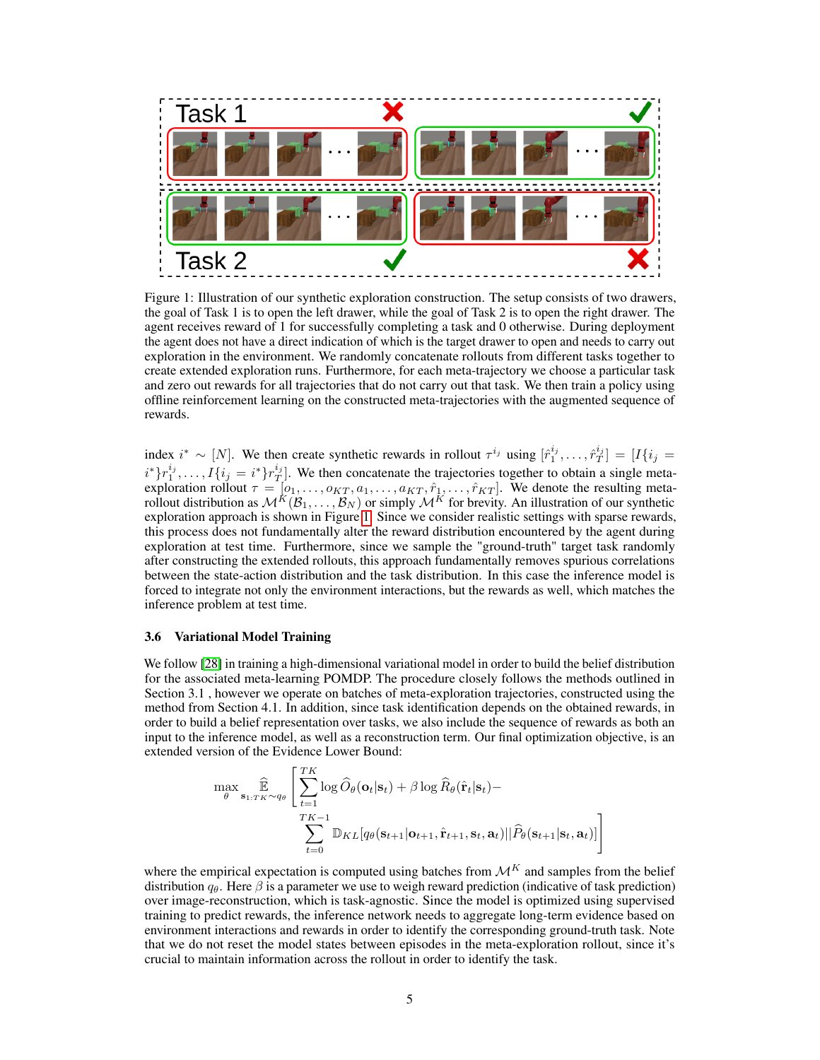Figure 1: Illustration of our synthetic exploration construction. The setup consists of two drawers, the goal of Task 1 is to open the left drawer, while the goal of Task 2 is to open the right drawer. The agent receives reward of 1 for successfully completing a task and 0 otherwise. During deployment the agent does not have a direct indication of which is the target drawer to open and needs to carry out exploration in the environment. We randomly concatenate rollouts from different tasks together to create extended exploration runs. Furthermore, for each meta-trajectory we choose a particular task and zero out rewards for all trajectories that do not carry out that task. We then train a policy using offline reinforcement learning on the constructed meta-trajectories with the augmented sequence of rewards.

index $i^* \sim [N]$. We then create synthetic rewards in rollout $\tau^{i_j}$ using $[\hat{r}_1^{i_j}, \dots, \hat{r}_T^{i_j}] = [I\{i_j = i^*\}r_1^{i_j}, \dots, I\{i_j = i^*\}r_T^{i_j}]$. We then concatenate the trajectories together to obtain a single meta-exploration rollout $\tau = [o_1, \dots, o_{KT}, a_1, \dots, a_{KT}, \hat{r}_1, \dots, \hat{r}_{KT}]$. We denote the resulting meta-rollout distribution as $\mathcal{M}^K(\mathcal{B}_1, \dots, \mathcal{B}_N)$ or simply $\mathcal{M}^K$ for brevity. An illustration of our synthetic exploration approach is shown in Figure 1. Since we consider realistic settings with sparse rewards, this process does not fundamentally alter the reward distribution encountered by the agent during exploration at test time. Furthermore, since we sample the "ground-truth" target task randomly after constructing the extended rollouts, this approach fundamentally removes spurious correlations between the state-action distribution and the task distribution. In this case the inference model is forced to integrate not only the environment interactions, but the rewards as well, which matches the inference problem at test time.

### 3.6 Variational Model Training

We follow [28] in training a high-dimensional variational model in order to build the belief distribution for the associated meta-learning POMDP. The procedure closely follows the methods outlined in Section 3.1 , however we operate on batches of meta-exploration trajectories, constructed using the method from Section 4.1. In addition, since task identification depends on the obtained rewards, in order to build a belief representation over tasks, we also include the sequence of rewards as both an input to the inference model, as well as a reconstruction term. Our final optimization objective, is an extended version of the Evidence Lower Bound:

$$\max_{\theta} \widehat{\mathbb{E}}_{\mathbf{s}_{1:TK} \sim q_\theta} \Bigg[ \sum_{t=1}^{TK} \log \widehat{O}_\theta(\mathbf{o}_t|\mathbf{s}_t) + \beta \log \widehat{R}_\theta(\hat{\mathbf{r}}_t|\mathbf{s}_t) - \sum_{t=0}^{TK-1} \mathbb{D}_{KL}[q_\theta(\mathbf{s}_{t+1}|\mathbf{o}_{t+1}, \hat{\mathbf{r}}_{t+1}, \mathbf{s}_t, \mathbf{a}_t) || \widehat{P}_\theta(\mathbf{s}_{t+1}|\mathbf{s}_t, \mathbf{a}_t)] \Bigg]$$

where the empirical expectation is computed using batches from $\mathcal{M}^K$ and samples from the belief distribution $q_\theta$. Here $\beta$ is a parameter we use to weigh reward prediction (indicative of task prediction) over image-reconstruction, which is task-agnostic. Since the model is optimized using supervised training to predict rewards, the inference network needs to aggregate long-term evidence based on environment interactions and rewards in order to identify the corresponding ground-truth task. Note that we do not reset the model states between episodes in the meta-exploration rollout, since it's crucial to maintain information across the rollout in order to identify the task.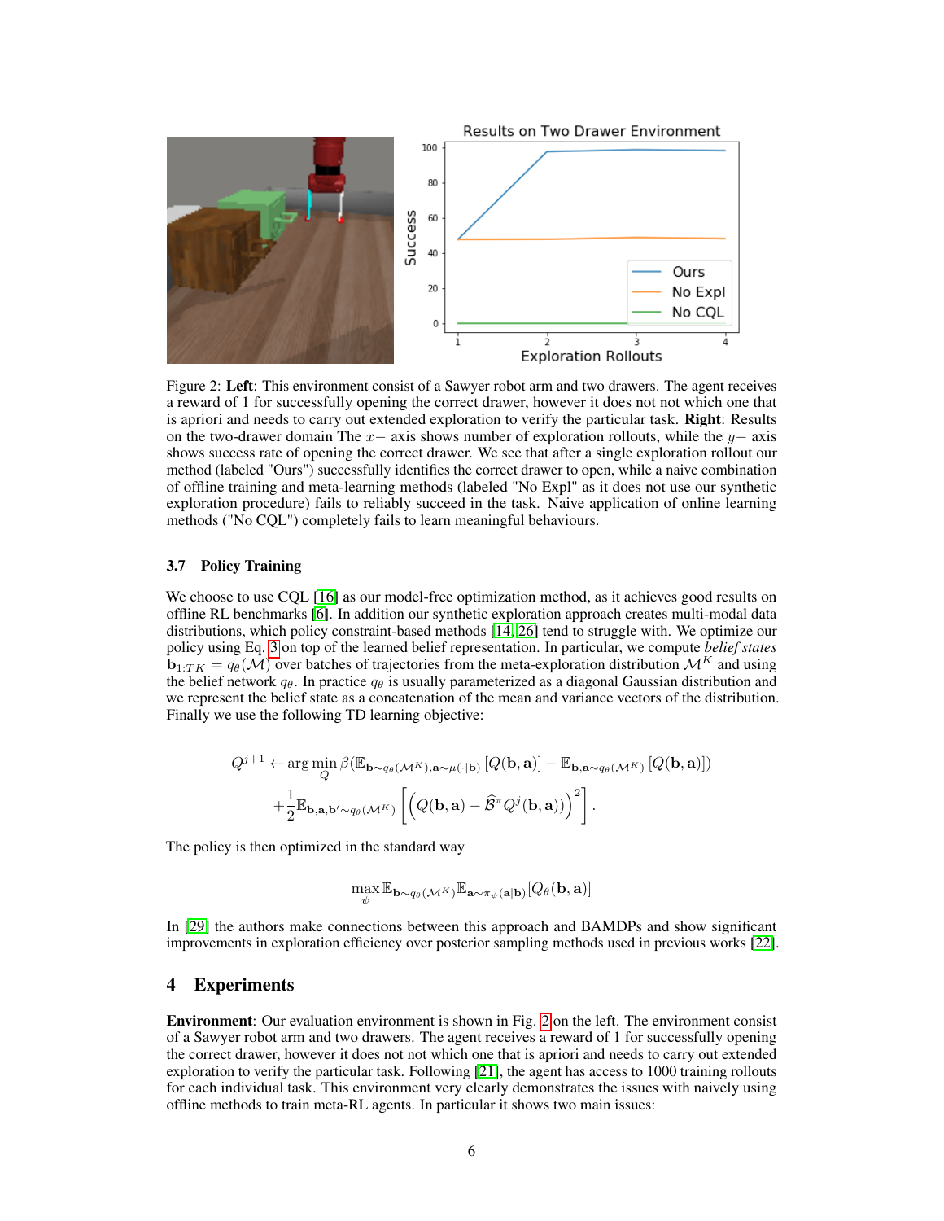Figure 2: **Left**: This environment consist of a Sawyer robot arm and two drawers. The agent receives a reward of 1 for successfully opening the correct drawer, however it does not not which one that is apriori and needs to carry out extended exploration to verify the particular task. **Right**: Results on the two-drawer domain The $x-$ axis shows number of exploration rollouts, while the $y-$ axis shows success rate of opening the correct drawer. We see that after a single exploration rollout our method (labeled "Ours") successfully identifies the correct drawer to open, while a naive combination of offline training and meta-learning methods (labeled "No Expl" as it does not use our synthetic exploration procedure) fails to reliably succeed in the task. Naive application of online learning methods ("No CQL") completely fails to learn meaningful behaviours.

### 3.7 Policy Training

We choose to use CQL [16] as our model-free optimization method, as it achieves good results on offline RL benchmarks [6]. In addition our synthetic exploration approach creates multi-modal data distributions, which policy constraint-based methods [14, 26] tend to struggle with. We optimize our policy using Eq. 3 on top of the learned belief representation. In particular, we compute *belief states* $\mathbf{b}_{1:TK} = q_\theta(\mathcal{M})$ over batches of trajectories from the meta-exploration distribution $\mathcal{M}^K$ and using the belief network $q_\theta$. In practice $q_\theta$ is usually parameterized as a diagonal Gaussian distribution and we represent the belief state as a concatenation of the mean and variance vectors of the distribution. Finally we use the following TD learning objective:

$$
\begin{aligned}
Q^{j+1} \leftarrow \arg\min_{Q} \beta(\mathbb{E}_{\mathbf{b}\sim q_\theta(\mathcal{M}^K), \mathbf{a}\sim\mu(\cdot|\mathbf{b})}\left[Q(\mathbf{b},\mathbf{a})\right] - \mathbb{E}_{\mathbf{b},\mathbf{a}\sim q_\theta(\mathcal{M}^K)}\left[Q(\mathbf{b},\mathbf{a})\right]) \\
+ \frac{1}{2}\mathbb{E}_{\mathbf{b},\mathbf{a},\mathbf{b}'\sim q_\theta(\mathcal{M}^K)}\left[\left(Q(\mathbf{b},\mathbf{a}) - \widehat{\mathcal{B}}^\pi Q^j(\mathbf{b},\mathbf{a})\right)^2\right].
\end{aligned}
$$

The policy is then optimized in the standard way

$$
\max_{\psi} \mathbb{E}_{\mathbf{b}\sim q_\theta(\mathcal{M}^K)} \mathbb{E}_{\mathbf{a}\sim\pi_\psi(\mathbf{a}|\mathbf{b})}[Q_\theta(\mathbf{b},\mathbf{a})]
$$

In [29] the authors make connections between this approach and BAMDPs and show significant improvements in exploration efficiency over posterior sampling methods used in previous works [22].

## 4 Experiments

**Environment**: Our evaluation environment is shown in Fig. 2 on the left. The environment consist of a Sawyer robot arm and two drawers. The agent receives a reward of 1 for successfully opening the correct drawer, however it does not not which one that is apriori and needs to carry out extended exploration to verify the particular task. Following [21], the agent has access to 1000 training rollouts for each individual task. This environment very clearly demonstrates the issues with naively using offline methods to train meta-RL agents. In particular it shows two main issues: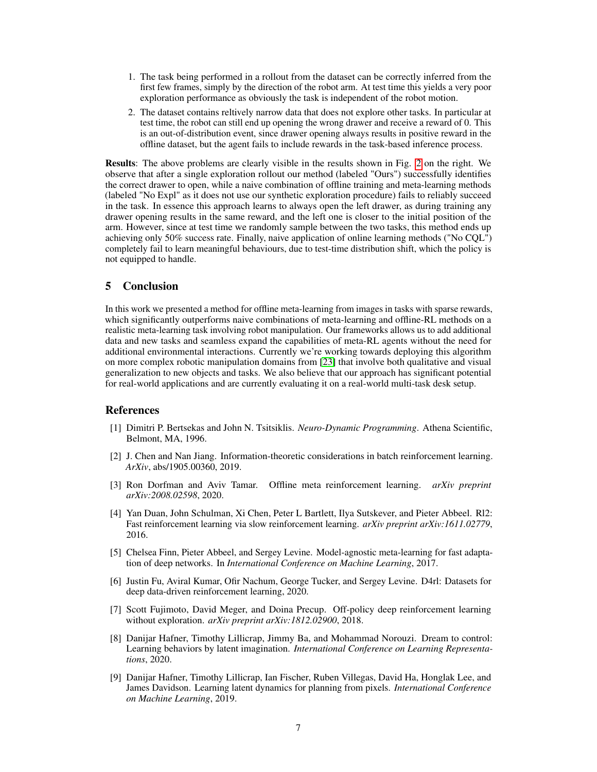1. The task being performed in a rollout from the dataset can be correctly inferred from the first few frames, simply by the direction of the robot arm. At test time this yields a very poor exploration performance as obviously the task is independent of the robot motion.
2. The dataset contains reltively narrow data that does not explore other tasks. In particular at test time, the robot can still end up opening the wrong drawer and receive a reward of 0. This is an out-of-distribution event, since drawer opening always results in positive reward in the offline dataset, but the agent fails to include rewards in the task-based inference process.

**Results**: The above problems are clearly visible in the results shown in Fig. 2 on the right. We observe that after a single exploration rollout our method (labeled "Ours") successfully identifies the correct drawer to open, while a naive combination of offline training and meta-learning methods (labeled "No Expl" as it does not use our synthetic exploration procedure) fails to reliably succeed in the task. In essence this approach learns to always open the left drawer, as during training any drawer opening results in the same reward, and the left one is closer to the initial position of the arm. However, since at test time we randomly sample between the two tasks, this method ends up achieving only 50% success rate. Finally, naive application of online learning methods ("No CQL") completely fail to learn meaningful behaviours, due to test-time distribution shift, which the policy is not equipped to handle.

## 5 Conclusion

In this work we presented a method for offline meta-learning from images in tasks with sparse rewards, which significantly outperforms naive combinations of meta-learning and offline-RL methods on a realistic meta-learning task involving robot manipulation. Our frameworks allows us to add additional data and new tasks and seamless expand the capabilities of meta-RL agents without the need for additional environmental interactions. Currently we're working towards deploying this algorithm on more complex robotic manipulation domains from [23] that involve both qualitative and visual generalization to new objects and tasks. We also believe that our approach has significant potential for real-world applications and are currently evaluating it on a real-world multi-task desk setup.

## References

[1] Dimitri P. Bertsekas and John N. Tsitsiklis. *Neuro-Dynamic Programming*. Athena Scientific, Belmont, MA, 1996.

[2] J. Chen and Nan Jiang. Information-theoretic considerations in batch reinforcement learning. *ArXiv*, abs/1905.00360, 2019.

[3] Ron Dorfman and Aviv Tamar. Offline meta reinforcement learning. *arXiv preprint arXiv:2008.02598*, 2020.

[4] Yan Duan, John Schulman, Xi Chen, Peter L Bartlett, Ilya Sutskever, and Pieter Abbeel. Rl2: Fast reinforcement learning via slow reinforcement learning. *arXiv preprint arXiv:1611.02779*, 2016.

[5] Chelsea Finn, Pieter Abbeel, and Sergey Levine. Model-agnostic meta-learning for fast adaptation of deep networks. In *International Conference on Machine Learning*, 2017.

[6] Justin Fu, Aviral Kumar, Ofir Nachum, George Tucker, and Sergey Levine. D4rl: Datasets for deep data-driven reinforcement learning, 2020.

[7] Scott Fujimoto, David Meger, and Doina Precup. Off-policy deep reinforcement learning without exploration. *arXiv preprint arXiv:1812.02900*, 2018.

[8] Danijar Hafner, Timothy Lillicrap, Jimmy Ba, and Mohammad Norouzi. Dream to control: Learning behaviors by latent imagination. *International Conference on Learning Representations*, 2020.

[9] Danijar Hafner, Timothy Lillicrap, Ian Fischer, Ruben Villegas, David Ha, Honglak Lee, and James Davidson. Learning latent dynamics for planning from pixels. *International Conference on Machine Learning*, 2019.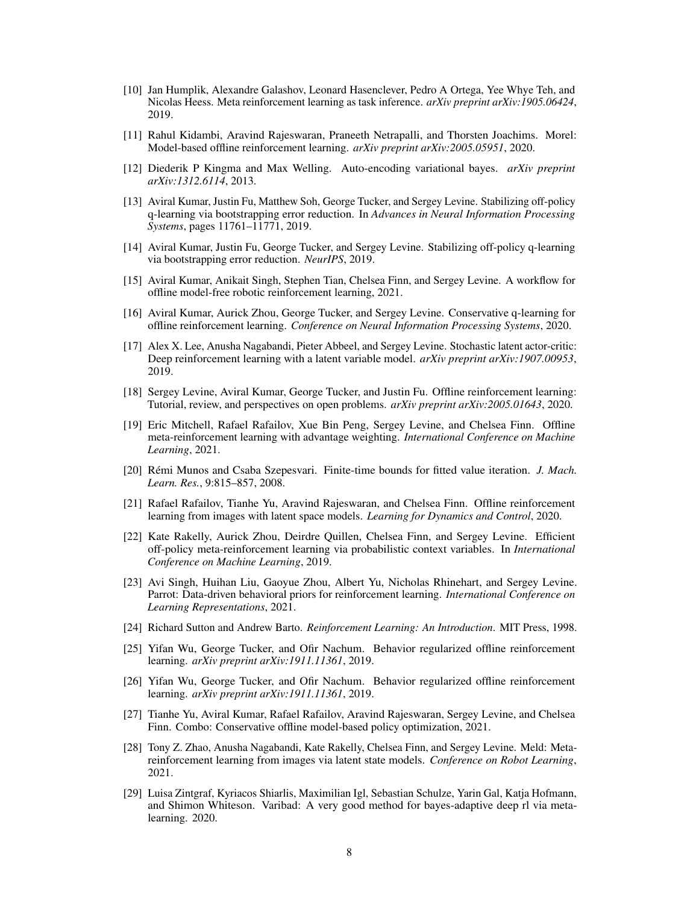[10] Jan Humplik, Alexandre Galashov, Leonard Hasenclever, Pedro A Ortega, Yee Whye Teh, and Nicolas Heess. Meta reinforcement learning as task inference. *arXiv preprint arXiv:1905.06424*, 2019.

[11] Rahul Kidambi, Aravind Rajeswaran, Praneeth Netrapalli, and Thorsten Joachims. Morel: Model-based offline reinforcement learning. *arXiv preprint arXiv:2005.05951*, 2020.

[12] Diederik P Kingma and Max Welling. Auto-encoding variational bayes. *arXiv preprint arXiv:1312.6114*, 2013.

[13] Aviral Kumar, Justin Fu, Matthew Soh, George Tucker, and Sergey Levine. Stabilizing off-policy q-learning via bootstrapping error reduction. In *Advances in Neural Information Processing Systems*, pages 11761–11771, 2019.

[14] Aviral Kumar, Justin Fu, George Tucker, and Sergey Levine. Stabilizing off-policy q-learning via bootstrapping error reduction. *NeurIPS*, 2019.

[15] Aviral Kumar, Anikait Singh, Stephen Tian, Chelsea Finn, and Sergey Levine. A workflow for offline model-free robotic reinforcement learning, 2021.

[16] Aviral Kumar, Aurick Zhou, George Tucker, and Sergey Levine. Conservative q-learning for offline reinforcement learning. *Conference on Neural Information Processing Systems*, 2020.

[17] Alex X. Lee, Anusha Nagabandi, Pieter Abbeel, and Sergey Levine. Stochastic latent actor-critic: Deep reinforcement learning with a latent variable model. *arXiv preprint arXiv:1907.00953*, 2019.

[18] Sergey Levine, Aviral Kumar, George Tucker, and Justin Fu. Offline reinforcement learning: Tutorial, review, and perspectives on open problems. *arXiv preprint arXiv:2005.01643*, 2020.

[19] Eric Mitchell, Rafael Rafailov, Xue Bin Peng, Sergey Levine, and Chelsea Finn. Offline meta-reinforcement learning with advantage weighting. *International Conference on Machine Learning*, 2021.

[20] Rémi Munos and Csaba Szepesvari. Finite-time bounds for fitted value iteration. *J. Mach. Learn. Res.*, 9:815–857, 2008.

[21] Rafael Rafailov, Tianhe Yu, Aravind Rajeswaran, and Chelsea Finn. Offline reinforcement learning from images with latent space models. *Learning for Dynamics and Control*, 2020.

[22] Kate Rakelly, Aurick Zhou, Deirdre Quillen, Chelsea Finn, and Sergey Levine. Efficient off-policy meta-reinforcement learning via probabilistic context variables. In *International Conference on Machine Learning*, 2019.

[23] Avi Singh, Huihan Liu, Gaoyue Zhou, Albert Yu, Nicholas Rhinehart, and Sergey Levine. Parrot: Data-driven behavioral priors for reinforcement learning. *International Conference on Learning Representations*, 2021.

[24] Richard Sutton and Andrew Barto. *Reinforcement Learning: An Introduction*. MIT Press, 1998.

[25] Yifan Wu, George Tucker, and Ofir Nachum. Behavior regularized offline reinforcement learning. *arXiv preprint arXiv:1911.11361*, 2019.

[26] Yifan Wu, George Tucker, and Ofir Nachum. Behavior regularized offline reinforcement learning. *arXiv preprint arXiv:1911.11361*, 2019.

[27] Tianhe Yu, Aviral Kumar, Rafael Rafailov, Aravind Rajeswaran, Sergey Levine, and Chelsea Finn. Combo: Conservative offline model-based policy optimization, 2021.

[28] Tony Z. Zhao, Anusha Nagabandi, Kate Rakelly, Chelsea Finn, and Sergey Levine. Meld: Meta-reinforcement learning from images via latent state models. *Conference on Robot Learning*, 2021.

[29] Luisa Zintgraf, Kyriacos Shiarlis, Maximilian Igl, Sebastian Schulze, Yarin Gal, Katja Hofmann, and Shimon Whiteson. Varibad: A very good method for bayes-adaptive deep rl via meta-learning. 2020.